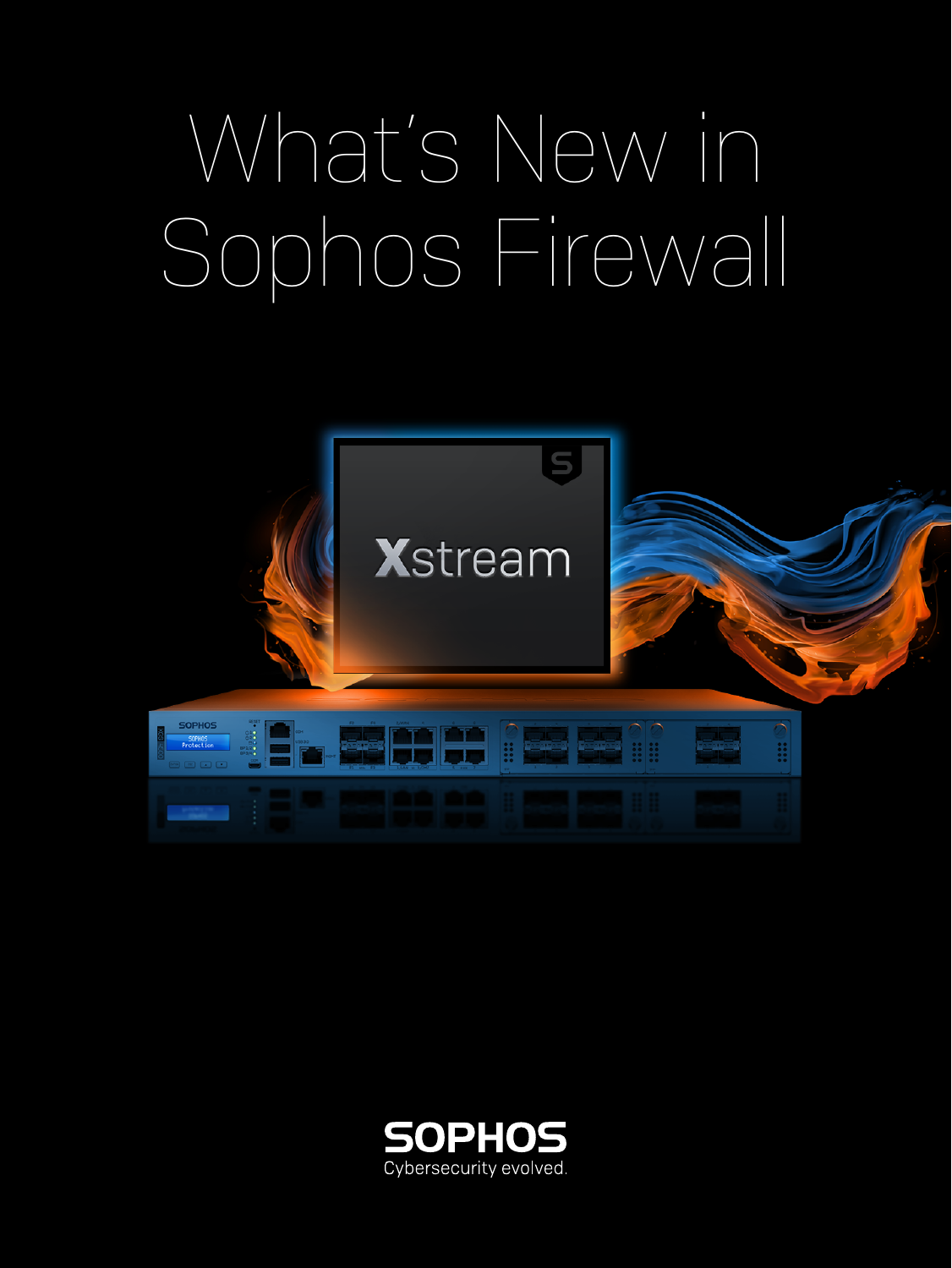# What's New in Sophos Firewall

SOPHOS
Cybersecurity evolved.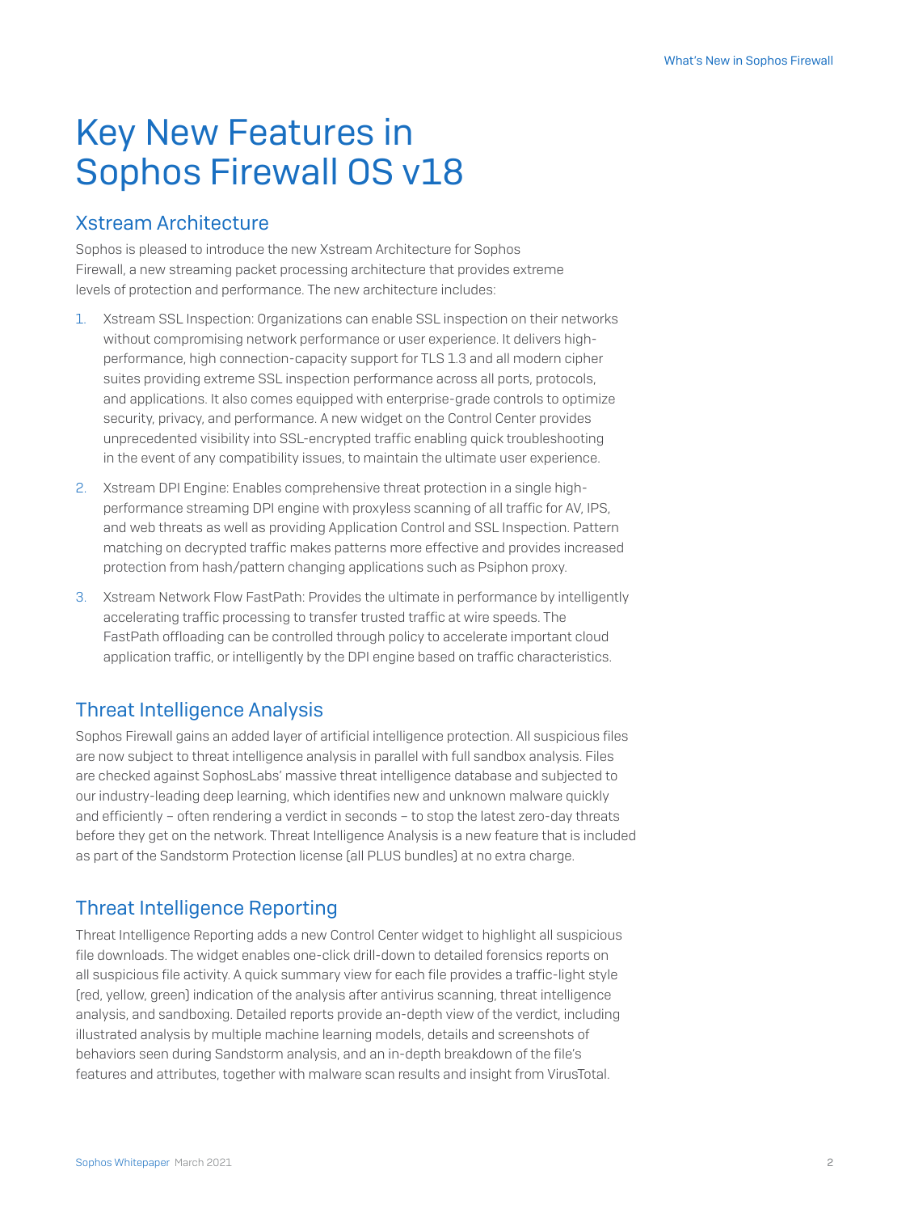# Key New Features in Sophos Firewall OS v18

## Xstream Architecture

Sophos is pleased to introduce the new Xstream Architecture for Sophos Firewall, a new streaming packet processing architecture that provides extreme levels of protection and performance. The new architecture includes:

1. Xstream SSL Inspection: Organizations can enable SSL inspection on their networks without compromising network performance or user experience. It delivers high-performance, high connection-capacity support for TLS 1.3 and all modern cipher suites providing extreme SSL inspection performance across all ports, protocols, and applications. It also comes equipped with enterprise-grade controls to optimize security, privacy, and performance. A new widget on the Control Center provides unprecedented visibility into SSL-encrypted traffic enabling quick troubleshooting in the event of any compatibility issues, to maintain the ultimate user experience.
2. Xstream DPI Engine: Enables comprehensive threat protection in a single high-performance streaming DPI engine with proxyless scanning of all traffic for AV, IPS, and web threats as well as providing Application Control and SSL Inspection. Pattern matching on decrypted traffic makes patterns more effective and provides increased protection from hash/pattern changing applications such as Psiphon proxy.
3. Xstream Network Flow FastPath: Provides the ultimate in performance by intelligently accelerating traffic processing to transfer trusted traffic at wire speeds. The FastPath offloading can be controlled through policy to accelerate important cloud application traffic, or intelligently by the DPI engine based on traffic characteristics.

## Threat Intelligence Analysis

Sophos Firewall gains an added layer of artificial intelligence protection. All suspicious files are now subject to threat intelligence analysis in parallel with full sandbox analysis. Files are checked against SophosLabs' massive threat intelligence database and subjected to our industry-leading deep learning, which identifies new and unknown malware quickly and efficiently – often rendering a verdict in seconds – to stop the latest zero-day threats before they get on the network. Threat Intelligence Analysis is a new feature that is included as part of the Sandstorm Protection license (all PLUS bundles) at no extra charge.

## Threat Intelligence Reporting

Threat Intelligence Reporting adds a new Control Center widget to highlight all suspicious file downloads. The widget enables one-click drill-down to detailed forensics reports on all suspicious file activity. A quick summary view for each file provides a traffic-light style (red, yellow, green) indication of the analysis after antivirus scanning, threat intelligence analysis, and sandboxing. Detailed reports provide an-depth view of the verdict, including illustrated analysis by multiple machine learning models, details and screenshots of behaviors seen during Sandstorm analysis, and an in-depth breakdown of the file's features and attributes, together with malware scan results and insight from VirusTotal.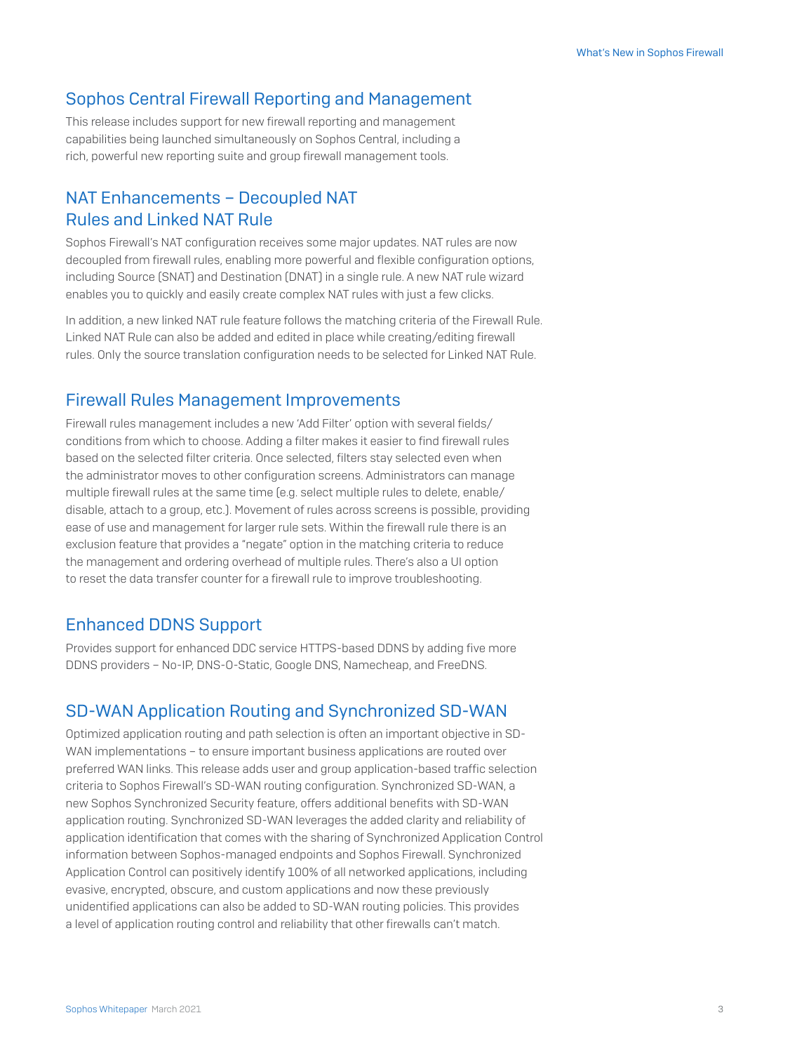## Sophos Central Firewall Reporting and Management

This release includes support for new firewall reporting and management capabilities being launched simultaneously on Sophos Central, including a rich, powerful new reporting suite and group firewall management tools.

## NAT Enhancements – Decoupled NAT Rules and Linked NAT Rule

Sophos Firewall's NAT configuration receives some major updates. NAT rules are now decoupled from firewall rules, enabling more powerful and flexible configuration options, including Source (SNAT) and Destination (DNAT) in a single rule. A new NAT rule wizard enables you to quickly and easily create complex NAT rules with just a few clicks.

In addition, a new linked NAT rule feature follows the matching criteria of the Firewall Rule. Linked NAT Rule can also be added and edited in place while creating/editing firewall rules. Only the source translation configuration needs to be selected for Linked NAT Rule.

## Firewall Rules Management Improvements

Firewall rules management includes a new 'Add Filter' option with several fields/conditions from which to choose. Adding a filter makes it easier to find firewall rules based on the selected filter criteria. Once selected, filters stay selected even when the administrator moves to other configuration screens. Administrators can manage multiple firewall rules at the same time (e.g. select multiple rules to delete, enable/disable, attach to a group, etc.). Movement of rules across screens is possible, providing ease of use and management for larger rule sets. Within the firewall rule there is an exclusion feature that provides a "negate" option in the matching criteria to reduce the management and ordering overhead of multiple rules. There's also a UI option to reset the data transfer counter for a firewall rule to improve troubleshooting.

## Enhanced DDNS Support

Provides support for enhanced DDC service HTTPS-based DDNS by adding five more DDNS providers – No-IP, DNS-O-Static, Google DNS, Namecheap, and FreeDNS.

## SD-WAN Application Routing and Synchronized SD-WAN

Optimized application routing and path selection is often an important objective in SD-WAN implementations – to ensure important business applications are routed over preferred WAN links. This release adds user and group application-based traffic selection criteria to Sophos Firewall's SD-WAN routing configuration. Synchronized SD-WAN, a new Sophos Synchronized Security feature, offers additional benefits with SD-WAN application routing. Synchronized SD-WAN leverages the added clarity and reliability of application identification that comes with the sharing of Synchronized Application Control information between Sophos-managed endpoints and Sophos Firewall. Synchronized Application Control can positively identify 100% of all networked applications, including evasive, encrypted, obscure, and custom applications and now these previously unidentified applications can also be added to SD-WAN routing policies. This provides a level of application routing control and reliability that other firewalls can't match.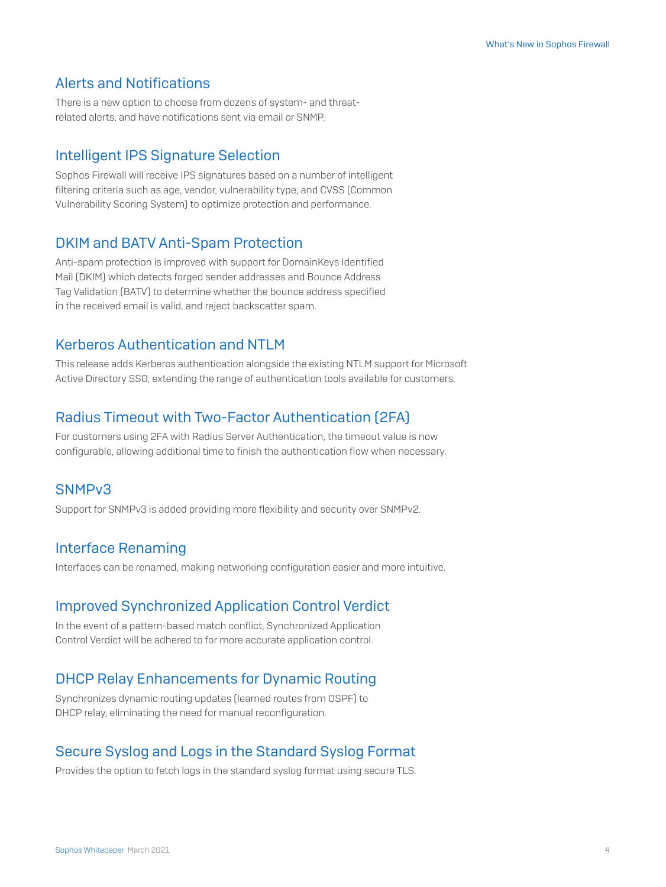## Alerts and Notifications

There is a new option to choose from dozens of system- and threat-related alerts, and have notifications sent via email or SNMP.

## Intelligent IPS Signature Selection

Sophos Firewall will receive IPS signatures based on a number of intelligent filtering criteria such as age, vendor, vulnerability type, and CVSS (Common Vulnerability Scoring System) to optimize protection and performance.

## DKIM and BATV Anti-Spam Protection

Anti-spam protection is improved with support for DomainKeys Identified Mail (DKIM) which detects forged sender addresses and Bounce Address Tag Validation (BATV) to determine whether the bounce address specified in the received email is valid, and reject backscatter spam.

## Kerberos Authentication and NTLM

This release adds Kerberos authentication alongside the existing NTLM support for Microsoft Active Directory SSO, extending the range of authentication tools available for customers.

## Radius Timeout with Two-Factor Authentication (2FA)

For customers using 2FA with Radius Server Authentication, the timeout value is now configurable, allowing additional time to finish the authentication flow when necessary.

## SNMPv3

Support for SNMPv3 is added providing more flexibility and security over SNMPv2.

## Interface Renaming

Interfaces can be renamed, making networking configuration easier and more intuitive.

## Improved Synchronized Application Control Verdict

In the event of a pattern-based match conflict, Synchronized Application Control Verdict will be adhered to for more accurate application control.

## DHCP Relay Enhancements for Dynamic Routing

Synchronizes dynamic routing updates (learned routes from OSPF) to DHCP relay, eliminating the need for manual reconfiguration.

## Secure Syslog and Logs in the Standard Syslog Format

Provides the option to fetch logs in the standard syslog format using secure TLS.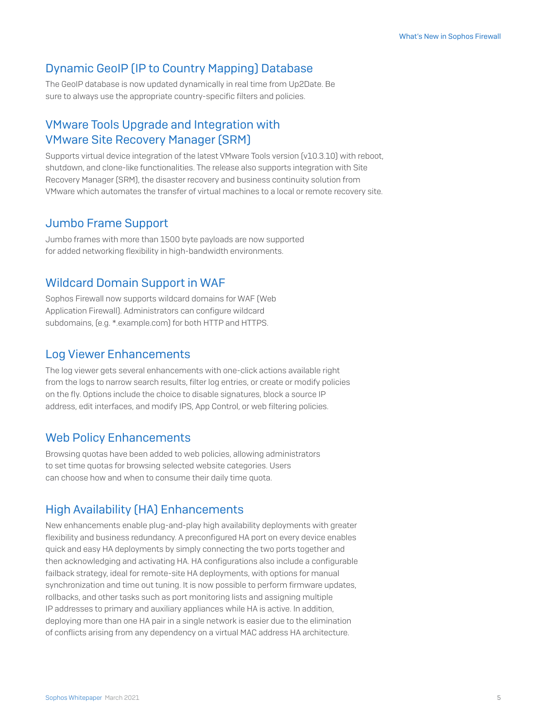## Dynamic GeoIP (IP to Country Mapping) Database

The GeoIP database is now updated dynamically in real time from Up2Date. Be sure to always use the appropriate country-specific filters and policies.

## VMware Tools Upgrade and Integration with VMware Site Recovery Manager (SRM)

Supports virtual device integration of the latest VMware Tools version (v10.3.10) with reboot, shutdown, and clone-like functionalities. The release also supports integration with Site Recovery Manager (SRM), the disaster recovery and business continuity solution from VMware which automates the transfer of virtual machines to a local or remote recovery site.

## Jumbo Frame Support

Jumbo frames with more than 1500 byte payloads are now supported for added networking flexibility in high-bandwidth environments.

## Wildcard Domain Support in WAF

Sophos Firewall now supports wildcard domains for WAF (Web Application Firewall). Administrators can configure wildcard subdomains, (e.g. *.example.com) for both HTTP and HTTPS.

## Log Viewer Enhancements

The log viewer gets several enhancements with one-click actions available right from the logs to narrow search results, filter log entries, or create or modify policies on the fly. Options include the choice to disable signatures, block a source IP address, edit interfaces, and modify IPS, App Control, or web filtering policies.

## Web Policy Enhancements

Browsing quotas have been added to web policies, allowing administrators to set time quotas for browsing selected website categories. Users can choose how and when to consume their daily time quota.

## High Availability (HA) Enhancements

New enhancements enable plug-and-play high availability deployments with greater flexibility and business redundancy. A preconfigured HA port on every device enables quick and easy HA deployments by simply connecting the two ports together and then acknowledging and activating HA. HA configurations also include a configurable failback strategy, ideal for remote-site HA deployments, with options for manual synchronization and time out tuning. It is now possible to perform firmware updates, rollbacks, and other tasks such as port monitoring lists and assigning multiple IP addresses to primary and auxiliary appliances while HA is active. In addition, deploying more than one HA pair in a single network is easier due to the elimination of conflicts arising from any dependency on a virtual MAC address HA architecture.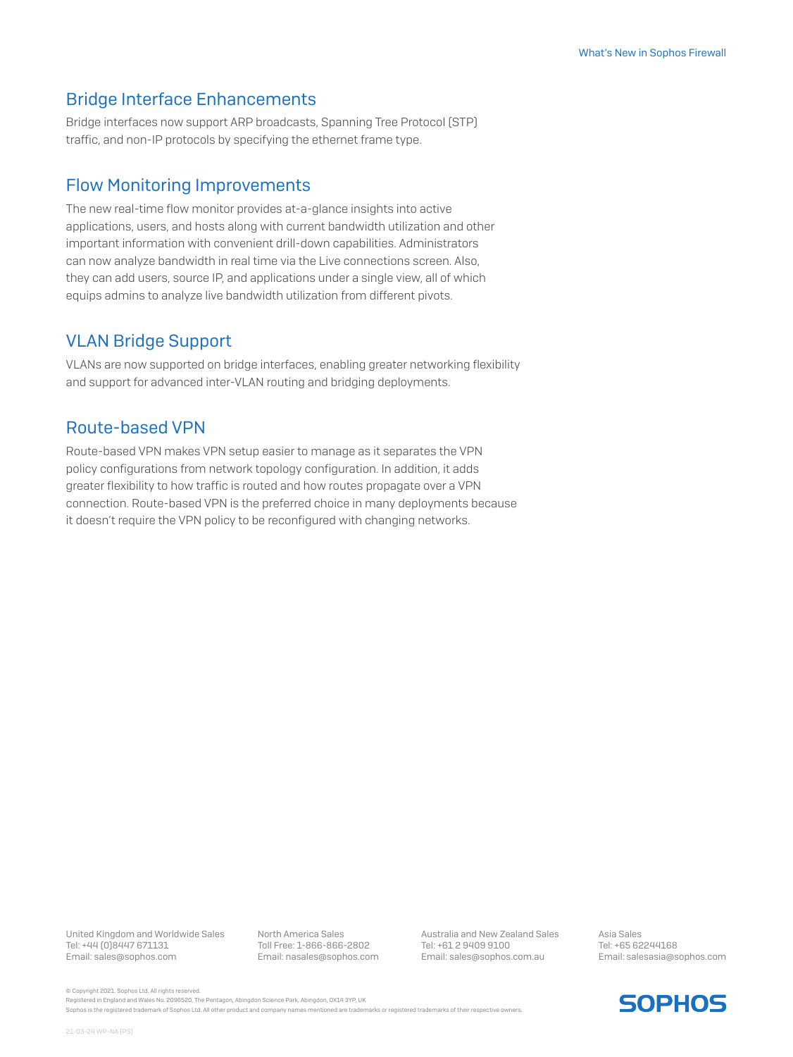## Bridge Interface Enhancements

Bridge interfaces now support ARP broadcasts, Spanning Tree Protocol (STP) traffic, and non-IP protocols by specifying the ethernet frame type.

## Flow Monitoring Improvements

The new real-time flow monitor provides at-a-glance insights into active applications, users, and hosts along with current bandwidth utilization and other important information with convenient drill-down capabilities. Administrators can now analyze bandwidth in real time via the Live connections screen. Also, they can add users, source IP, and applications under a single view, all of which equips admins to analyze live bandwidth utilization from different pivots.

## VLAN Bridge Support

VLANs are now supported on bridge interfaces, enabling greater networking flexibility and support for advanced inter-VLAN routing and bridging deployments.

## Route-based VPN

Route-based VPN makes VPN setup easier to manage as it separates the VPN policy configurations from network topology configuration. In addition, it adds greater flexibility to how traffic is routed and how routes propagate over a VPN connection. Route-based VPN is the preferred choice in many deployments because it doesn't require the VPN policy to be reconfigured with changing networks.

United Kingdom and Worldwide Sales
Tel: +44 (0)8447 671131
Email: sales@sophos.com

North America Sales
Toll Free: 1-866-866-2802
Email: nasales@sophos.com

Australia and New Zealand Sales
Tel: +61 2 9409 9100
Email: sales@sophos.com.au

Asia Sales
Tel: +65 62244168
Email: salesasia@sophos.com

© Copyright 2021. Sophos Ltd. All rights reserved.
Registered in England and Wales No. 2096520, The Pentagon, Abingdon Science Park, Abingdon, OX14 3YP, UK
Sophos is the registered trademark of Sophos Ltd. All other product and company names mentioned are trademarks or registered trademarks of their respective owners.

SOPHOS

21-03-24 WP-NA (PS)